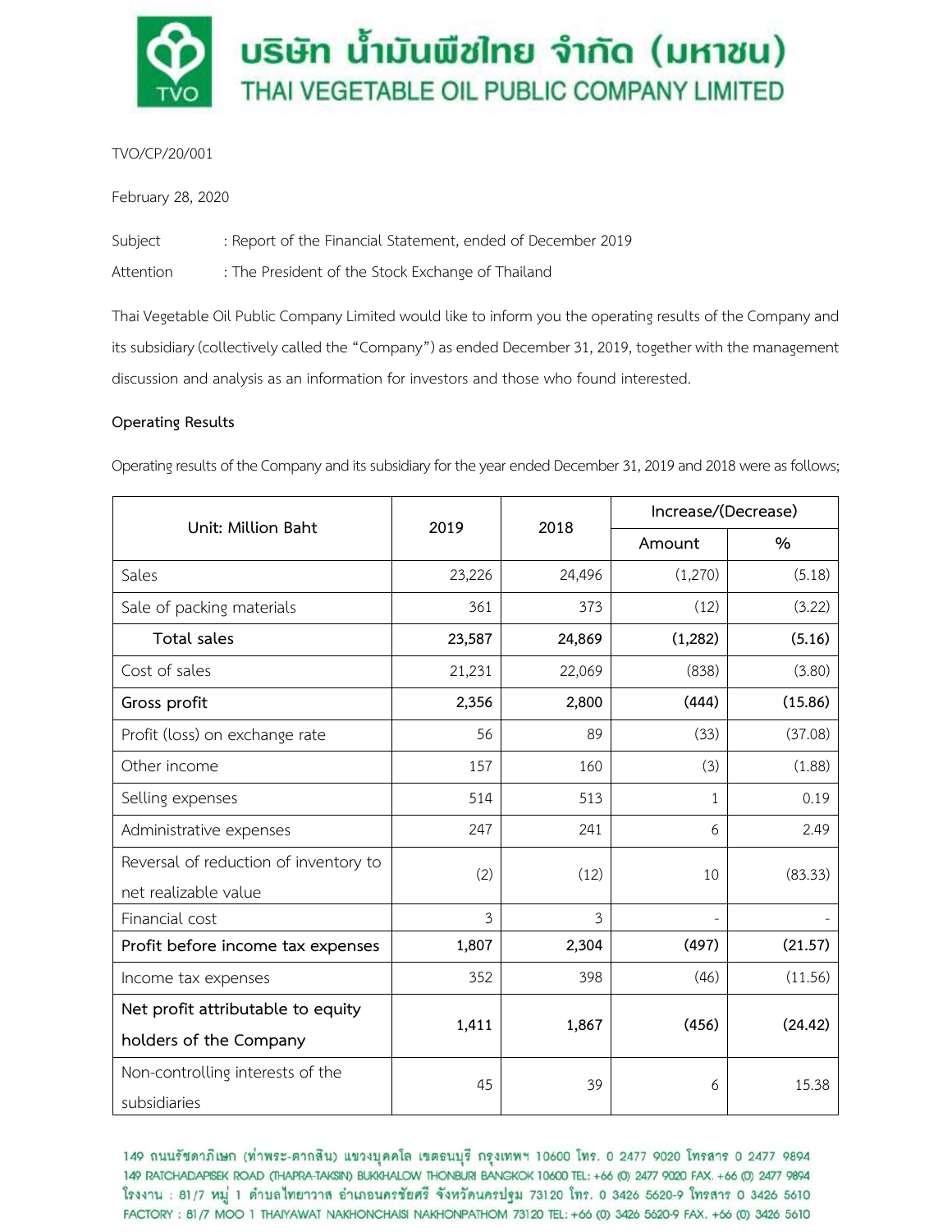# บริษัท น้ำมันพืชไทย จำกัด (มหาชน)
# THAI VEGETABLE OIL PUBLIC COMPANY LIMITED

TVO/CP/20/001

February 28, 2020

Subject : Report of the Financial Statement, ended of December 2019

Attention : The President of the Stock Exchange of Thailand

Thai Vegetable Oil Public Company Limited would like to inform you the operating results of the Company and its subsidiary (collectively called the "Company") as ended December 31, 2019, together with the management discussion and analysis as an information for investors and those who found interested.

**Operating Results**

Operating results of the Company and its subsidiary for the year ended December 31, 2019 and 2018 were as follows;

| Unit: Million Baht | 2019 | 2018 | Increase/(Decrease) | |
|---|---|---|---|---|
| | | | Amount | % |
| Sales | 23,226 | 24,496 | (1,270) | (5.18) |
| Sale of packing materials | 361 | 373 | (12) | (3.22) |
| **Total sales** | **23,587** | **24,869** | **(1,282)** | **(5.16)** |
| Cost of sales | 21,231 | 22,069 | (838) | (3.80) |
| **Gross profit** | **2,356** | **2,800** | **(444)** | **(15.86)** |
| Profit (loss) on exchange rate | 56 | 89 | (33) | (37.08) |
| Other income | 157 | 160 | (3) | (1.88) |
| Selling expenses | 514 | 513 | 1 | 0.19 |
| Administrative expenses | 247 | 241 | 6 | 2.49 |
| Reversal of reduction of inventory to net realizable value | (2) | (12) | 10 | (83.33) |
| Financial cost | 3 | 3 | - | - |
| **Profit before income tax expenses** | **1,807** | **2,304** | **(497)** | **(21.57)** |
| Income tax expenses | 352 | 398 | (46) | (11.56) |
| **Net profit attributable to equity holders of the Company** | **1,411** | **1,867** | **(456)** | **(24.42)** |
| Non-controlling interests of the subsidiaries | 45 | 39 | 6 | 15.38 |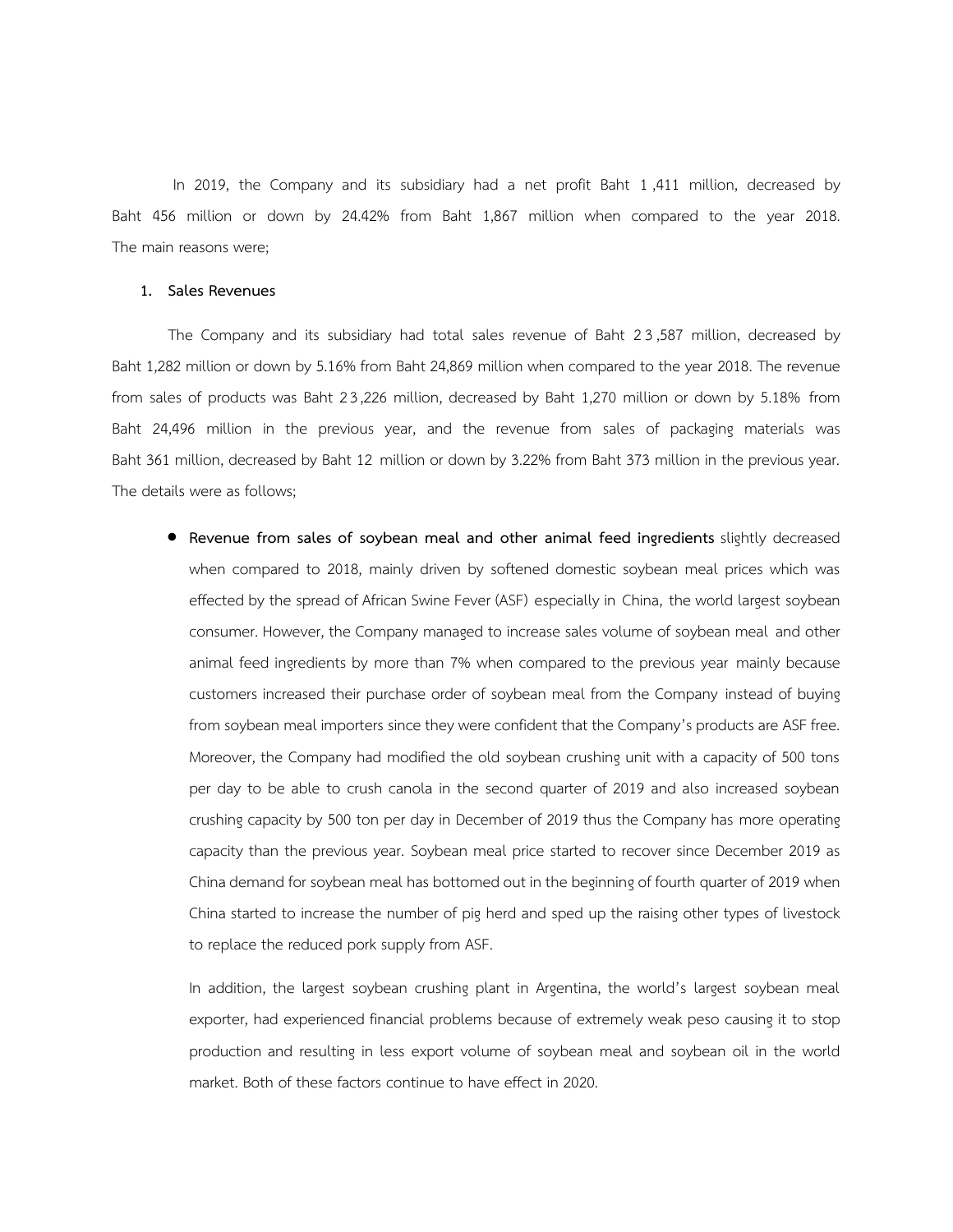In 2019, the Company and its subsidiary had a net profit Baht 1,411 million, decreased by Baht 456 million or down by 24.42% from Baht 1,867 million when compared to the year 2018. The main reasons were;

1. **Sales Revenues**

The Company and its subsidiary had total sales revenue of Baht 23,587 million, decreased by Baht 1,282 million or down by 5.16% from Baht 24,869 million when compared to the year 2018. The revenue from sales of products was Baht 23,226 million, decreased by Baht 1,270 million or down by 5.18% from Baht 24,496 million in the previous year, and the revenue from sales of packaging materials was Baht 361 million, decreased by Baht 12 million or down by 3.22% from Baht 373 million in the previous year. The details were as follows;

- **Revenue from sales of soybean meal and other animal feed ingredients** slightly decreased when compared to 2018, mainly driven by softened domestic soybean meal prices which was effected by the spread of African Swine Fever (ASF) especially in China, the world largest soybean consumer. However, the Company managed to increase sales volume of soybean meal and other animal feed ingredients by more than 7% when compared to the previous year mainly because customers increased their purchase order of soybean meal from the Company instead of buying from soybean meal importers since they were confident that the Company's products are ASF free. Moreover, the Company had modified the old soybean crushing unit with a capacity of 500 tons per day to be able to crush canola in the second quarter of 2019 and also increased soybean crushing capacity by 500 ton per day in December of 2019 thus the Company has more operating capacity than the previous year. Soybean meal price started to recover since December 2019 as China demand for soybean meal has bottomed out in the beginning of fourth quarter of 2019 when China started to increase the number of pig herd and sped up the raising other types of livestock to replace the reduced pork supply from ASF.

  In addition, the largest soybean crushing plant in Argentina, the world's largest soybean meal exporter, had experienced financial problems because of extremely weak peso causing it to stop production and resulting in less export volume of soybean meal and soybean oil in the world market. Both of these factors continue to have effect in 2020.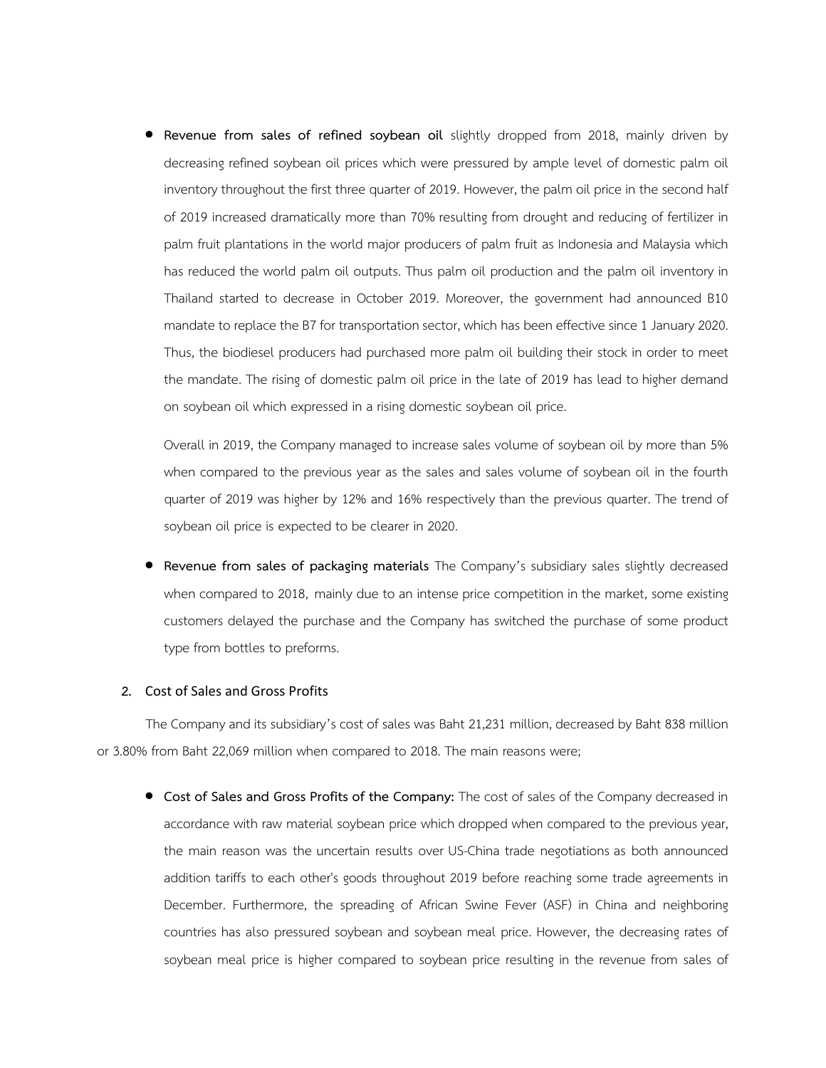- **Revenue from sales of refined soybean oil** slightly dropped from 2018, mainly driven by decreasing refined soybean oil prices which were pressured by ample level of domestic palm oil inventory throughout the first three quarter of 2019. However, the palm oil price in the second half of 2019 increased dramatically more than 70% resulting from drought and reducing of fertilizer in palm fruit plantations in the world major producers of palm fruit as Indonesia and Malaysia which has reduced the world palm oil outputs. Thus palm oil production and the palm oil inventory in Thailand started to decrease in October 2019. Moreover, the government had announced B10 mandate to replace the B7 for transportation sector, which has been effective since 1 January 2020. Thus, the biodiesel producers had purchased more palm oil building their stock in order to meet the mandate. The rising of domestic palm oil price in the late of 2019 has lead to higher demand on soybean oil which expressed in a rising domestic soybean oil price.

  Overall in 2019, the Company managed to increase sales volume of soybean oil by more than 5% when compared to the previous year as the sales and sales volume of soybean oil in the fourth quarter of 2019 was higher by 12% and 16% respectively than the previous quarter. The trend of soybean oil price is expected to be clearer in 2020.

- **Revenue from sales of packaging materials** The Company's subsidiary sales slightly decreased when compared to 2018, mainly due to an intense price competition in the market, some existing customers delayed the purchase and the Company has switched the purchase of some product type from bottles to preforms.

## 2. Cost of Sales and Gross Profits

The Company and its subsidiary's cost of sales was Baht 21,231 million, decreased by Baht 838 million or 3.80% from Baht 22,069 million when compared to 2018. The main reasons were;

- **Cost of Sales and Gross Profits of the Company:** The cost of sales of the Company decreased in accordance with raw material soybean price which dropped when compared to the previous year, the main reason was the uncertain results over US-China trade negotiations as both announced addition tariffs to each other's goods throughout 2019 before reaching some trade agreements in December. Furthermore, the spreading of African Swine Fever (ASF) in China and neighboring countries has also pressured soybean and soybean meal price. However, the decreasing rates of soybean meal price is higher compared to soybean price resulting in the revenue from sales of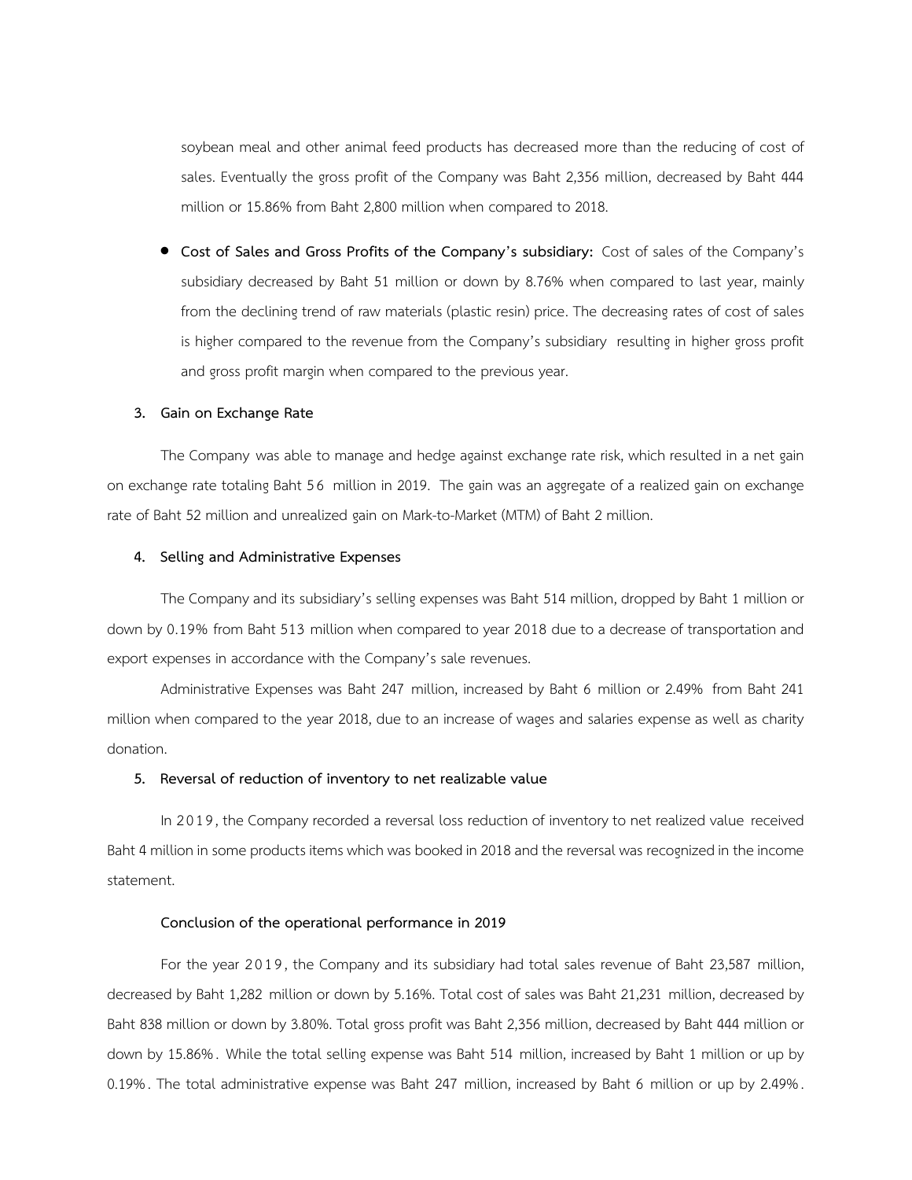soybean meal and other animal feed products has decreased more than the reducing of cost of sales. Eventually the gross profit of the Company was Baht 2,356 million, decreased by Baht 444 million or 15.86% from Baht 2,800 million when compared to 2018.

- **Cost of Sales and Gross Profits of the Company's subsidiary:** Cost of sales of the Company's subsidiary decreased by Baht 51 million or down by 8.76% when compared to last year, mainly from the declining trend of raw materials (plastic resin) price. The decreasing rates of cost of sales is higher compared to the revenue from the Company's subsidiary resulting in higher gross profit and gross profit margin when compared to the previous year.

**3. Gain on Exchange Rate**

The Company was able to manage and hedge against exchange rate risk, which resulted in a net gain on exchange rate totaling Baht 56 million in 2019. The gain was an aggregate of a realized gain on exchange rate of Baht 52 million and unrealized gain on Mark-to-Market (MTM) of Baht 2 million.

**4. Selling and Administrative Expenses**

The Company and its subsidiary's selling expenses was Baht 514 million, dropped by Baht 1 million or down by 0.19% from Baht 513 million when compared to year 2018 due to a decrease of transportation and export expenses in accordance with the Company's sale revenues.

Administrative Expenses was Baht 247 million, increased by Baht 6 million or 2.49% from Baht 241 million when compared to the year 2018, due to an increase of wages and salaries expense as well as charity donation.

**5. Reversal of reduction of inventory to net realizable value**

In 2019, the Company recorded a reversal loss reduction of inventory to net realized value received Baht 4 million in some products items which was booked in 2018 and the reversal was recognized in the income statement.

**Conclusion of the operational performance in 2019**

For the year 2019, the Company and its subsidiary had total sales revenue of Baht 23,587 million, decreased by Baht 1,282 million or down by 5.16%. Total cost of sales was Baht 21,231 million, decreased by Baht 838 million or down by 3.80%. Total gross profit was Baht 2,356 million, decreased by Baht 444 million or down by 15.86%. While the total selling expense was Baht 514 million, increased by Baht 1 million or up by 0.19%. The total administrative expense was Baht 247 million, increased by Baht 6 million or up by 2.49%.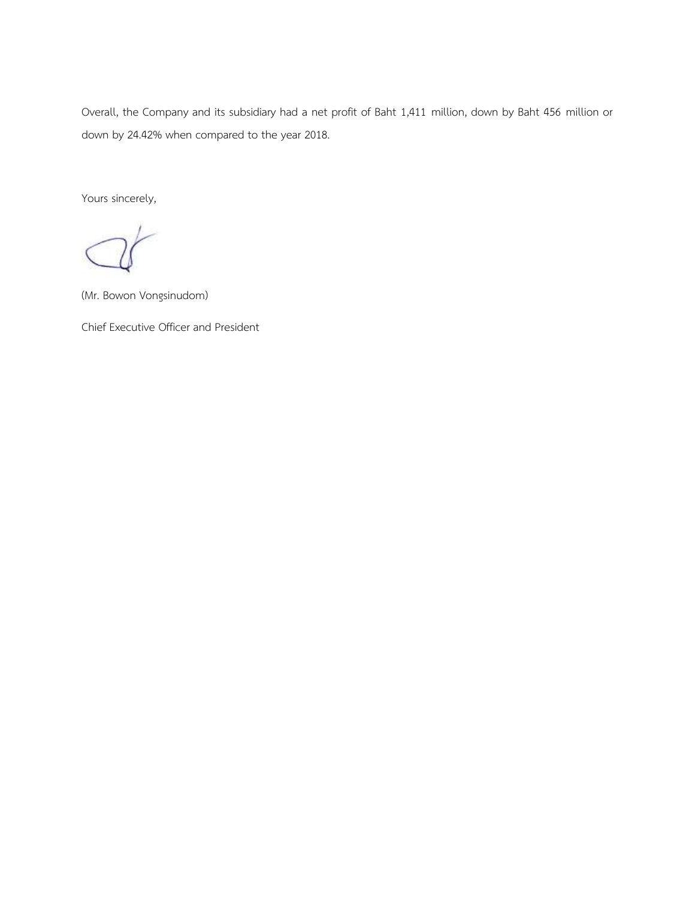Overall, the Company and its subsidiary had a net profit of Baht 1,411 million, down by Baht 456 million or down by 24.42% when compared to the year 2018.

Yours sincerely,

(Mr. Bowon Vongsinudom)

Chief Executive Officer and President